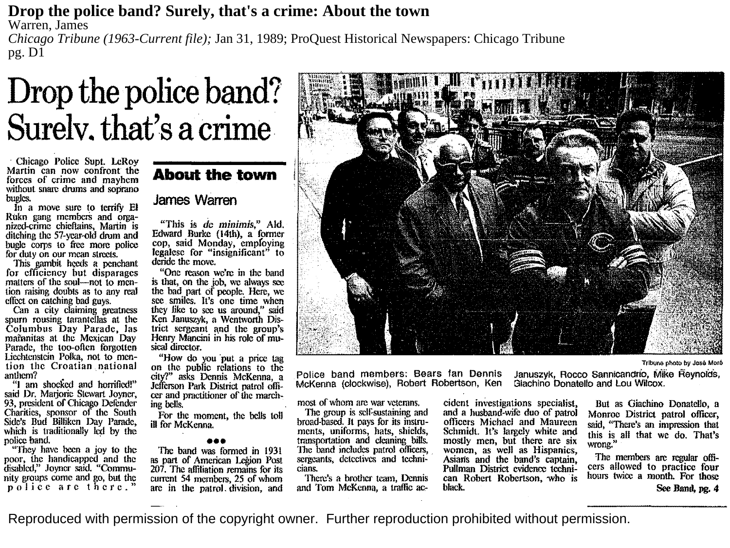# Drop the police band? Surely, that's a crime: About the town

Warren, James

*Chicago Tribune (1963-Current file);* Jan 31, 1989; ProQuest Historical Newspapers: Chicago Tribune pg. D1

# Drop the police band? Surely, that's a crime

## About the town

### James Warren

Chicago Police Supt. LeRoy Martin can now confront the forces of crime and mayhem without snare drums and soprano bugles.

In a move sure to terrify El Rukn gang members and organized-crime chieftains, Martin is ditching the 57-year-old drum and bugle corps to free more police for duty on our mean streets.

This gambit heeds a penchant for efficiency but disparages matters of the soul—not to mention raising doubts as to any real effect on catching bad guys.

Can a city claiming greatness spurn rousing tarantellas at the Columbus Day Parade, las mañanitas at the Mexican Day Parade, the too-often forgotten Liechtenstein Polka, not to mention the Croatian national anthem?

"I am shocked and horrified!" said Dr. Marjorie Stewart Joyner, 93, president of Chicago Defender Charities, sponsor of the South Side's Bud Billiken Day Parade, which is traditionally led by the police band.

"They have been a joy to the poor, the handicapped and the disabled," Joyner said. "Community groups come and go, but the police are there."

"This is *de minimis*," Ald. Edward Burke (14th), a former cop, said Monday, employing legalese for "insignificant" to deride the move.

"One reason we're in the band is that, on the job, we always see the bad part of people. Here, we see smiles. It's one time when they like to see us around," said Ken Januszyk, a Wentworth District sergeant and the group's Henry Mancini in his role of musical director.

"How do you put a price tag on the public relations to the city?" asks Dennis McKenna, a Jefferson Park District patrol officer and practitioner of the marching bells.

For the moment, the bells toll ill for McKenna.

•••

The band was formed in 1931 as part of American Legion Post 207. The affiliation remains for its current 54 members, 25 of whom are in the patrol division, and most of whom are war veterans.

The group is self-sustaining and broad-based. It pays for its instruments, uniforms, hats, shields, transportation and cleaning bills. The band includes patrol officers, sergeants, detectives and technicians.

There's a brother team, Dennis and Tom McKenna, a traffic accident investigations specialist, and a husband-wife duo of patrol officers Michael and Maureen Schmidt. It's largely white and mostly men, but there are six women, as well as Hispanics, Asians and the band's captain, Pullman District evidence technician Robert Robertson, who is black.

But as Giachino Donatello, a Monroe District patrol officer, said, "There's an impression that this is all that we do. That's wrong."

The members are regular officers allowed to practice four hours twice a month. For those

**See Band, pg. 4**

Tribune photo by José Moré

Police band members: Bears fan Dennis McKenna (clockwise), Robert Robertson, Ken Januszyk, Rocco Sannicandrio, Mike Reynolds, Giachino Donatello and Lou Wilcox.

Reproduced with permission of the copyright owner. Further reproduction prohibited without permission.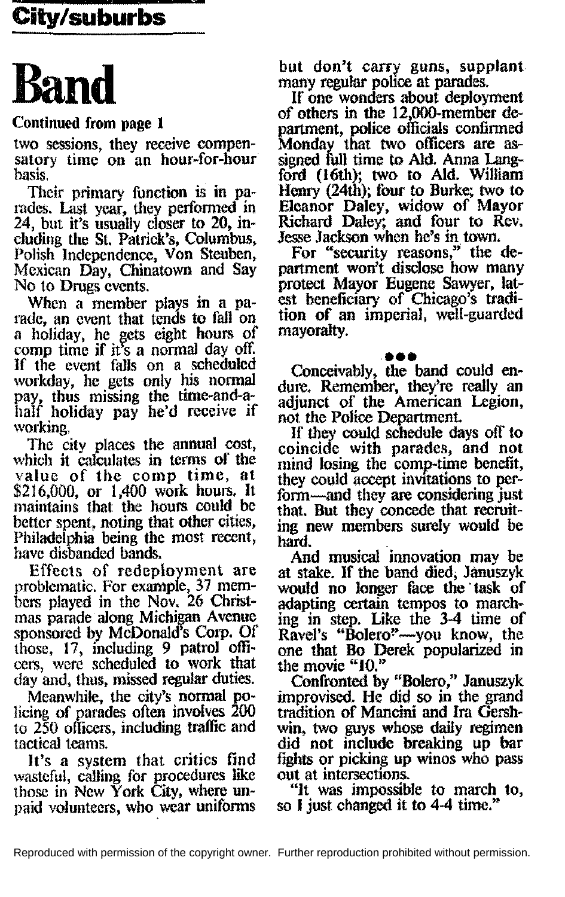**City/suburbs**

# Band

**Continued from page 1**

two sessions, they receive compensatory time on an hour-for-hour basis.

Their primary function is in parades. Last year, they performed in 24, but it's usually closer to 20, including the St. Patrick's, Columbus, Polish Independence, Von Steuben, Mexican Day, Chinatown and Say No to Drugs events.

When a member plays in a parade, an event that tends to fall on a holiday, he gets eight hours of comp time if it's a normal day off. If the event falls on a scheduled workday, he gets only his normal pay, thus missing the time-and-a-half holiday pay he'd receive if working.

The city places the annual cost, which it calculates in terms of the value of the comp time, at $216,000, or 1,400 work hours. It maintains that the hours could be better spent, noting that other cities, Philadelphia being the most recent, have disbanded bands.

Effects of redeployment are problematic. For example, 37 members played in the Nov. 26 Christmas parade along Michigan Avenue sponsored by McDonald's Corp. Of those, 17, including 9 patrol officers, were scheduled to work that day and, thus, missed regular duties.

Meanwhile, the city's normal policing of parades often involves 200 to 250 officers, including traffic and tactical teams.

It's a system that critics find wasteful, calling for procedures like those in New York City, where unpaid volunteers, who wear uniforms but don't carry guns, supplant many regular police at parades.

If one wonders about deployment of others in the 12,000-member department, police officials confirmed Monday that two officers are assigned full time to Ald. Anna Langford (16th); two to Ald. William Henry (24th); four to Burke; two to Eleanor Daley, widow of Mayor Richard Daley; and four to Rev. Jesse Jackson when he's in town.

For "security reasons," the department won't disclose how many protect Mayor Eugene Sawyer, latest beneficiary of Chicago's tradition of an imperial, well-guarded mayoralty.

•••

Conceivably, the band could endure. Remember, they're really an adjunct of the American Legion, not the Police Department.

If they could schedule days off to coincide with parades, and not mind losing the comp-time benefit, they could accept invitations to perform—and they are considering just that. But they concede that recruiting new members surely would be hard.

And musical innovation may be at stake. If the band died, Januszyk would no longer face the task of adapting certain tempos to marching in step. Like the 3-4 time of Ravel's "Bolero"—you know, the one that Bo Derek popularized in the movie "10."

Confronted by "Bolero," Januszyk improvised. He did so in the grand tradition of Mancini and Ira Gershwin, two guys whose daily regimen did not include breaking up bar fights or picking up winos who pass out at intersections.

"It was impossible to march to, so I just changed it to 4-4 time."

Reproduced with permission of the copyright owner. Further reproduction prohibited without permission.